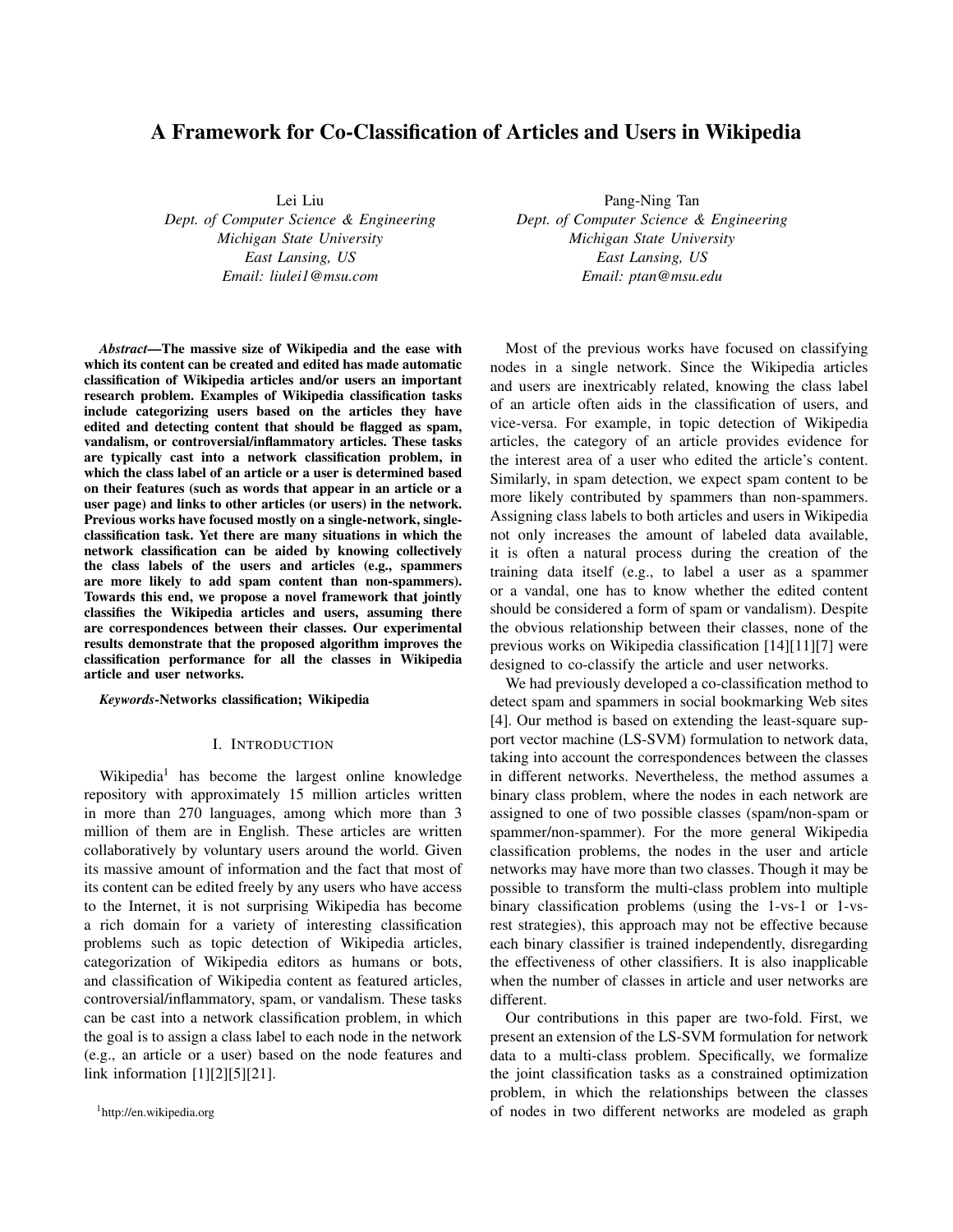# A Framework for Co-Classification of Articles and Users in Wikipedia

Lei Liu
*Dept. of Computer Science & Engineering*
*Michigan State University*
*East Lansing, US*
*Email: liulei1@msu.com*

Pang-Ning Tan
*Dept. of Computer Science & Engineering*
*Michigan State University*
*East Lansing, US*
*Email: ptan@msu.edu*

***Abstract*—The massive size of Wikipedia and the ease with which its content can be created and edited has made automatic classification of Wikipedia articles and/or users an important research problem. Examples of Wikipedia classification tasks include categorizing users based on the articles they have edited and detecting content that should be flagged as spam, vandalism, or controversial/inflammatory articles. These tasks are typically cast into a network classification problem, in which the class label of an article or a user is determined based on their features (such as words that appear in an article or a user page) and links to other articles (or users) in the network. Previous works have focused mostly on a single-network, single-classification task. Yet there are many situations in which the network classification can be aided by knowing collectively the class labels of the users and articles (e.g., spammers are more likely to add spam content than non-spammers). Towards this end, we propose a novel framework that jointly classifies the Wikipedia articles and users, assuming there are correspondences between their classes. Our experimental results demonstrate that the proposed algorithm improves the classification performance for all the classes in Wikipedia article and user networks.**

***Keywords*-Networks classification; Wikipedia**

## I. Introduction

Wikipedia[1] has become the largest online knowledge repository with approximately 15 million articles written in more than 270 languages, among which more than 3 million of them are in English. These articles are written collaboratively by voluntary users around the world. Given its massive amount of information and the fact that most of its content can be edited freely by any users who have access to the Internet, it is not surprising Wikipedia has become a rich domain for a variety of interesting classification problems such as topic detection of Wikipedia articles, categorization of Wikipedia editors as humans or bots, and classification of Wikipedia content as featured articles, controversial/inflammatory, spam, or vandalism. These tasks can be cast into a network classification problem, in which the goal is to assign a class label to each node in the network (e.g., an article or a user) based on the node features and link information [1][2][5][21].

[1] http://en.wikipedia.org

Most of the previous works have focused on classifying nodes in a single network. Since the Wikipedia articles and users are inextricably related, knowing the class label of an article often aids in the classification of users, and vice-versa. For example, in topic detection of Wikipedia articles, the category of an article provides evidence for the interest area of a user who edited the article's content. Similarly, in spam detection, we expect spam content to be more likely contributed by spammers than non-spammers. Assigning class labels to both articles and users in Wikipedia not only increases the amount of labeled data available, it is often a natural process during the creation of the training data itself (e.g., to label a user as a spammer or a vandal, one has to know whether the edited content should be considered a form of spam or vandalism). Despite the obvious relationship between their classes, none of the previous works on Wikipedia classification [14][11][7] were designed to co-classify the article and user networks.

We had previously developed a co-classification method to detect spam and spammers in social bookmarking Web sites [4]. Our method is based on extending the least-square support vector machine (LS-SVM) formulation to network data, taking into account the correspondences between the classes in different networks. Nevertheless, the method assumes a binary class problem, where the nodes in each network are assigned to one of two possible classes (spam/non-spam or spammer/non-spammer). For the more general Wikipedia classification problems, the nodes in the user and article networks may have more than two classes. Though it may be possible to transform the multi-class problem into multiple binary classification problems (using the 1-vs-1 or 1-vs-rest strategies), this approach may not be effective because each binary classifier is trained independently, disregarding the effectiveness of other classifiers. It is also inapplicable when the number of classes in article and user networks are different.

Our contributions in this paper are two-fold. First, we present an extension of the LS-SVM formulation for network data to a multi-class problem. Specifically, we formalize the joint classification tasks as a constrained optimization problem, in which the relationships between the classes of nodes in two different networks are modeled as graph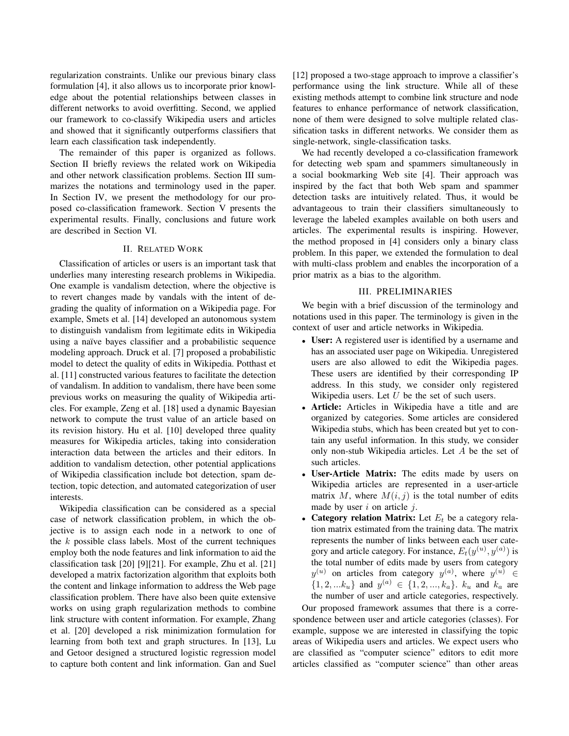regularization constraints. Unlike our previous binary class formulation [4], it also allows us to incorporate prior knowledge about the potential relationships between classes in different networks to avoid overfitting. Second, we applied our framework to co-classify Wikipedia users and articles and showed that it significantly outperforms classifiers that learn each classification task independently.

The remainder of this paper is organized as follows. Section II briefly reviews the related work on Wikipedia and other network classification problems. Section III summarizes the notations and terminology used in the paper. In Section IV, we present the methodology for our proposed co-classification framework. Section V presents the experimental results. Finally, conclusions and future work are described in Section VI.

## II. Related Work

Classification of articles or users is an important task that underlies many interesting research problems in Wikipedia. One example is vandalism detection, where the objective is to revert changes made by vandals with the intent of degrading the quality of information on a Wikipedia page. For example, Smets et al. [14] developed an autonomous system to distinguish vandalism from legitimate edits in Wikipedia using a naïve bayes classifier and a probabilistic sequence modeling approach. Druck et al. [7] proposed a probabilistic model to detect the quality of edits in Wikipedia. Potthast et al. [11] constructed various features to facilitate the detection of vandalism. In addition to vandalism, there have been some previous works on measuring the quality of Wikipedia articles. For example, Zeng et al. [18] used a dynamic Bayesian network to compute the trust value of an article based on its revision history. Hu et al. [10] developed three quality measures for Wikipedia articles, taking into consideration interaction data between the articles and their editors. In addition to vandalism detection, other potential applications of Wikipedia classification include bot detection, spam detection, topic detection, and automated categorization of user interests.

Wikipedia classification can be considered as a special case of network classification problem, in which the objective is to assign each node in a network to one of the $k$ possible class labels. Most of the current techniques employ both the node features and link information to aid the classification task [20] [9][21]. For example, Zhu et al. [21] developed a matrix factorization algorithm that exploits both the content and linkage information to address the Web page classification problem. There have also been quite extensive works on using graph regularization methods to combine link structure with content information. For example, Zhang et al. [20] developed a risk minimization formulation for learning from both text and graph structures. In [13], Lu and Getoor designed a structured logistic regression model to capture both content and link information. Gan and Suel [12] proposed a two-stage approach to improve a classifier's performance using the link structure. While all of these existing methods attempt to combine link structure and node features to enhance performance of network classification, none of them were designed to solve multiple related classification tasks in different networks. We consider them as single-network, single-classification tasks.

We had recently developed a co-classification framework for detecting web spam and spammers simultaneously in a social bookmarking Web site [4]. Their approach was inspired by the fact that both Web spam and spammer detection tasks are intuitively related. Thus, it would be advantageous to train their classifiers simultaneously to leverage the labeled examples available on both users and articles. The experimental results is inspiring. However, the method proposed in [4] considers only a binary class problem. In this paper, we extended the formulation to deal with multi-class problem and enables the incorporation of a prior matrix as a bias to the algorithm.

## III. PRELIMINARIES

We begin with a brief discussion of the terminology and notations used in this paper. The terminology is given in the context of user and article networks in Wikipedia.

- **User:** A registered user is identified by a username and has an associated user page on Wikipedia. Unregistered users are also allowed to edit the Wikipedia pages. These users are identified by their corresponding IP address. In this study, we consider only registered Wikipedia users. Let $U$ be the set of such users.
- **Article:** Articles in Wikipedia have a title and are organized by categories. Some articles are considered Wikipedia stubs, which has been created but yet to contain any useful information. In this study, we consider only non-stub Wikipedia articles. Let $A$ be the set of such articles.
- **User-Article Matrix:** The edits made by users on Wikipedia articles are represented in a user-article matrix $M$, where $M(i, j)$ is the total number of edits made by user $i$ on article $j$.
- **Category relation Matrix:** Let $E_t$ be a category relation matrix estimated from the training data. The matrix represents the number of links between each user category and article category. For instance, $E_t(y^{(u)}, y^{(a)})$ is the total number of edits made by users from category $y^{(u)}$ on articles from category $y^{(a)}$, where $y^{(u)} \in \{1, 2, ...k_u\}$ and $y^{(a)} \in \{1, 2, ..., k_a\}$. $k_u$ and $k_a$ are the number of user and article categories, respectively.

Our proposed framework assumes that there is a correspondence between user and article categories (classes). For example, suppose we are interested in classifying the topic areas of Wikipedia users and articles. We expect users who are classified as "computer science" editors to edit more articles classified as "computer science" than other areas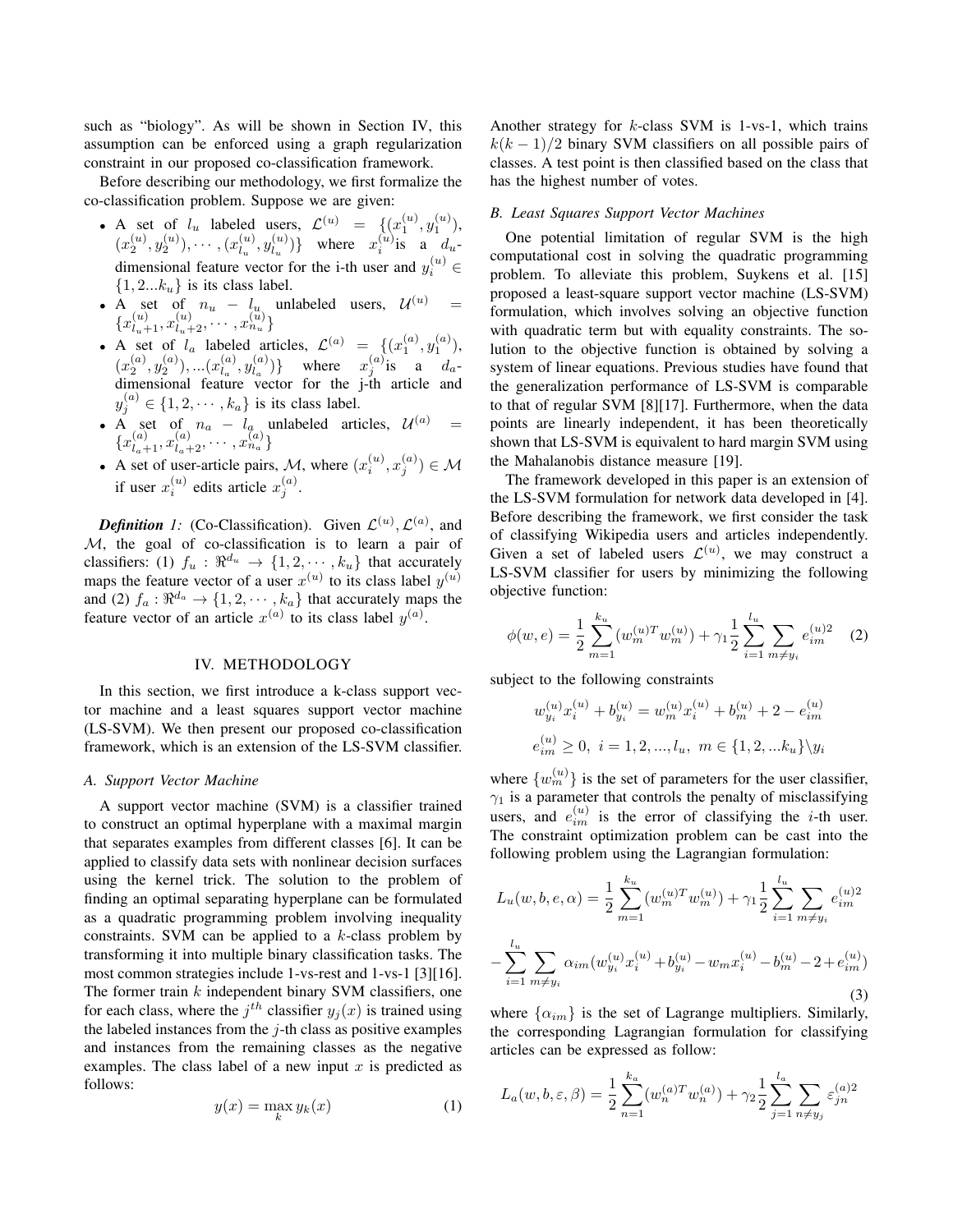such as "biology". As will be shown in Section IV, this assumption can be enforced using a graph regularization constraint in our proposed co-classification framework.

Before describing our methodology, we first formalize the co-classification problem. Suppose we are given:

- A set of $l_u$ labeled users, $\mathcal{L}^{(u)} = \{(x_1^{(u)}, y_1^{(u)}), (x_2^{(u)}, y_2^{(u)}), \cdots, (x_{l_u}^{(u)}, y_{l_u}^{(u)})\}$ where $x_i^{(u)}$is a $d_u$-dimensional feature vector for the i-th user and $y_i^{(u)} \in \{1, 2...k_u\}$ is its class label.
- A set of $n_u - l_u$ unlabeled users, $\mathcal{U}^{(u)} = \{x_{l_u+1}^{(u)}, x_{l_u+2}^{(u)}, \cdots, x_{n_u}^{(u)}\}$
- A set of $l_a$ labeled articles, $\mathcal{L}^{(a)} = \{(x_1^{(a)}, y_1^{(a)}), (x_2^{(a)}, y_2^{(a)}), ...(x_{l_a}^{(a)}, y_{l_a}^{(a)})\}$ where $x_j^{(a)}$is a $d_a$-dimensional feature vector for the j-th article and $y_j^{(a)} \in \{1, 2, \cdots, k_a\}$ is its class label.
- A set of $n_a - l_a$ unlabeled articles, $\mathcal{U}^{(a)} = \{x_{l_a+1}^{(a)}, x_{l_a+2}^{(a)}, \cdots, x_{n_a}^{(a)}\}$
- A set of user-article pairs, $\mathcal{M}$, where $(x_i^{(u)}, x_j^{(a)}) \in \mathcal{M}$ if user $x_i^{(u)}$ edits article $x_j^{(a)}$.

***Definition 1:*** (Co-Classification). Given $\mathcal{L}^{(u)}, \mathcal{L}^{(a)}$, and $\mathcal{M}$, the goal of co-classification is to learn a pair of classifiers: (1) $f_u : \Re^{d_u} \rightarrow \{1, 2, \cdots, k_u\}$ that accurately maps the feature vector of a user $x^{(u)}$ to its class label $y^{(u)}$ and (2) $f_a : \Re^{d_a} \rightarrow \{1, 2, \cdots, k_a\}$ that accurately maps the feature vector of an article $x^{(a)}$ to its class label $y^{(a)}$.

## IV. Methodology

In this section, we first introduce a k-class support vector machine and a least squares support vector machine (LS-SVM). We then present our proposed co-classification framework, which is an extension of the LS-SVM classifier.

### A. Support Vector Machine

A support vector machine (SVM) is a classifier trained to construct an optimal hyperplane with a maximal margin that separates examples from different classes [6]. It can be applied to classify data sets with nonlinear decision surfaces using the kernel trick. The solution to the problem of finding an optimal separating hyperplane can be formulated as a quadratic programming problem involving inequality constraints. SVM can be applied to a $k$-class problem by transforming it into multiple binary classification tasks. The most common strategies include 1-vs-rest and 1-vs-1 [3][16]. The former train $k$ independent binary SVM classifiers, one for each class, where the $j^{th}$ classifier $y_j(x)$ is trained using the labeled instances from the $j$-th class as positive examples and instances from the remaining classes as the negative examples. The class label of a new input $x$ is predicted as follows:

$$y(x) = \max_k y_k(x) \tag{1}$$

Another strategy for $k$-class SVM is 1-vs-1, which trains $k(k-1)/2$ binary SVM classifiers on all possible pairs of classes. A test point is then classified based on the class that has the highest number of votes.

### B. Least Squares Support Vector Machines

One potential limitation of regular SVM is the high computational cost in solving the quadratic programming problem. To alleviate this problem, Suykens et al. [15] proposed a least-square support vector machine (LS-SVM) formulation, which involves solving an objective function with quadratic term but with equality constraints. The solution to the objective function is obtained by solving a system of linear equations. Previous studies have found that the generalization performance of LS-SVM is comparable to that of regular SVM [8][17]. Furthermore, when the data points are linearly independent, it has been theoretically shown that LS-SVM is equivalent to hard margin SVM using the Mahalanobis distance measure [19].

The framework developed in this paper is an extension of the LS-SVM formulation for network data developed in [4]. Before describing the framework, we first consider the task of classifying Wikipedia users and articles independently. Given a set of labeled users $\mathcal{L}^{(u)}$, we may construct a LS-SVM classifier for users by minimizing the following objective function:

$$\phi(w, e) = \frac{1}{2} \sum_{m=1}^{k_u} (w_m^{(u)T} w_m^{(u)}) + \gamma_1 \frac{1}{2} \sum_{i=1}^{l_u} \sum_{m \neq y_i} e_{im}^{(u)2} \tag{2}$$

subject to the following constraints

$$w_{y_i}^{(u)} x_i^{(u)} + b_{y_i}^{(u)} = w_m^{(u)} x_i^{(u)} + b_m^{(u)} + 2 - e_{im}^{(u)}$$

$$e_{im}^{(u)} \geq 0, \ i = 1, 2, ..., l_u, \ m \in \{1, 2, ...k_u\} \backslash y_i$$

where $\{w_m^{(u)}\}$ is the set of parameters for the user classifier, $\gamma_1$ is a parameter that controls the penalty of misclassifying users, and $e_{im}^{(u)}$ is the error of classifying the $i$-th user. The constraint optimization problem can be cast into the following problem using the Lagrangian formulation:

$$L_u(w, b, e, \alpha) = \frac{1}{2} \sum_{m=1}^{k_u} (w_m^{(u)T} w_m^{(u)}) + \gamma_1 \frac{1}{2} \sum_{i=1}^{l_u} \sum_{m \neq y_i} e_{im}^{(u)2}$$

$$- \sum_{i=1}^{l_u} \sum_{m \neq y_i} \alpha_{im} (w_{y_i}^{(u)} x_i^{(u)} + b_{y_i}^{(u)} - w_m x_i^{(u)} - b_m^{(u)} - 2 + e_{im}^{(u)}) \tag{3}$$

where $\{\alpha_{im}\}$ is the set of Lagrange multipliers. Similarly, the corresponding Lagrangian formulation for classifying articles can be expressed as follow:

$$L_a(w, b, \varepsilon, \beta) = \frac{1}{2} \sum_{n=1}^{k_a} (w_n^{(a)T} w_n^{(a)}) + \gamma_2 \frac{1}{2} \sum_{j=1}^{l_a} \sum_{n \neq y_j} \varepsilon_{jn}^{(a)2}$$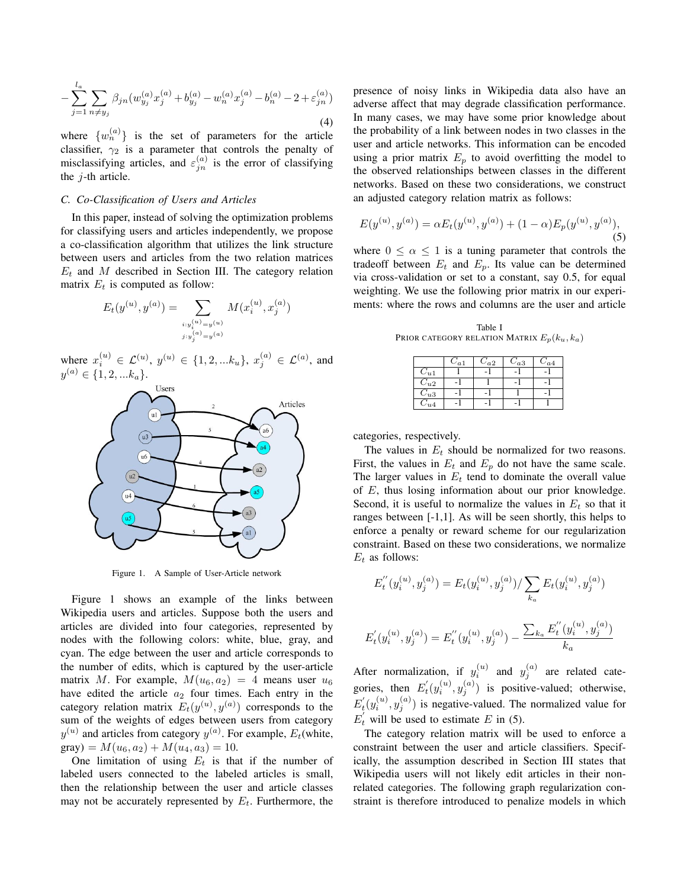$$
-\sum_{j=1}^{l_a}\sum_{n\neq y_j}\beta_{jn}(w_{y_j}^{(a)}x_j^{(a)}+b_{y_j}^{(a)}-w_n^{(a)}x_j^{(a)}-b_n^{(a)}-2+\varepsilon_{jn}^{(a)}) \tag{4}
$$

where $\{w_n^{(a)}\}$ is the set of parameters for the article classifier, $\gamma_2$ is a parameter that controls the penalty of misclassifying articles, and $\varepsilon_{jn}^{(a)}$ is the error of classifying the $j$-th article.

### C. Co-Classification of Users and Articles

In this paper, instead of solving the optimization problems for classifying users and articles independently, we propose a co-classification algorithm that utilizes the link structure between users and articles from the two relation matrices $E_t$ and $M$ described in Section III. The category relation matrix $E_t$ is computed as follow:

$$
E_t(y^{(u)},y^{(a)}) = \sum_{\substack{i:y_i^{(u)}=y^{(u)}\\ j:y_j^{(a)}=y^{(a)}}} M(x_i^{(u)},x_j^{(a)})
$$

where $x_i^{(u)}\in\mathcal{L}^{(u)}$, $y^{(u)}\in\{1,2,...k_u\}$, $x_j^{(a)}\in\mathcal{L}^{(a)}$, and $y^{(a)}\in\{1,2,...k_a\}$.

Figure 1. A Sample of User-Article network

Figure 1 shows an example of the links between Wikipedia users and articles. Suppose both the users and articles are divided into four categories, represented by nodes with the following colors: white, blue, gray, and cyan. The edge between the user and article corresponds to the number of edits, which is captured by the user-article matrix $M$. For example, $M(u_6,a_2)=4$ means user $u_6$ have edited the article $a_2$ four times. Each entry in the category relation matrix $E_t(y^{(u)},y^{(a)})$ corresponds to the sum of the weights of edges between users from category $y^{(u)}$ and articles from category $y^{(a)}$. For example, $E_t$(white, gray) $= M(u_6,a_2)+M(u_4,a_3)=10$.

One limitation of using $E_t$ is that if the number of labeled users connected to the labeled articles is small, then the relationship between the user and article classes may not be accurately represented by $E_t$. Furthermore, the presence of noisy links in Wikipedia data also have an adverse affect that may degrade classification performance. In many cases, we may have some prior knowledge about the probability of a link between nodes in two classes in the user and article networks. This information can be encoded using a prior matrix $E_p$ to avoid overfitting the model to the observed relationships between classes in the different networks. Based on these two considerations, we construct an adjusted category relation matrix as follows:

$$
E(y^{(u)},y^{(a)}) = \alpha E_t(y^{(u)},y^{(a)}) + (1-\alpha)E_p(y^{(u)},y^{(a)}), \tag{5}
$$

where $0\leq\alpha\leq 1$ is a tuning parameter that controls the tradeoff between $E_t$ and $E_p$. Its value can be determined via cross-validation or set to a constant, say 0.5, for equal weighting. We use the following prior matrix in our experiments: where the rows and columns are the user and article categories, respectively.

Table I
PRIOR CATEGORY RELATION MATRIX $E_p(k_u,k_a)$

| | $C_{a1}$ | $C_{a2}$ | $C_{a3}$ | $C_{a4}$ |
|---|---|---|---|---|
| $C_{u1}$ | 1 | -1 | -1 | -1 |
| $C_{u2}$ | -1 | 1 | -1 | -1 |
| $C_{u3}$ | -1 | -1 | 1 | -1 |
| $C_{u4}$ | -1 | -1 | -1 | 1 |

The values in $E_t$ should be normalized for two reasons. First, the values in $E_t$ and $E_p$ do not have the same scale. The larger values in $E_t$ tend to dominate the overall value of $E$, thus losing information about our prior knowledge. Second, it is useful to normalize the values in $E_t$ so that it ranges between [-1,1]. As will be seen shortly, this helps to enforce a penalty or reward scheme for our regularization constraint. Based on these two considerations, we normalize $E_t$ as follows:

$$
E_t^{''}(y_i^{(u)},y_j^{(a)}) = E_t(y_i^{(u)},y_j^{(a)})/\sum_{k_a} E_t(y_i^{(u)},y_j^{(a)})
$$

$$
E_t^{'}(y_i^{(u)},y_j^{(a)}) = E_t^{''}(y_i^{(u)},y_j^{(a)}) - \frac{\sum_{k_a} E_t^{''}(y_i^{(u)},y_j^{(a)})}{k_a}
$$

After normalization, if $y_i^{(u)}$ and $y_j^{(a)}$ are related categories, then $E_t^{'}(y_i^{(u)},y_j^{(a)})$ is positive-valued; otherwise, $E_t^{'}(y_i^{(u)},y_j^{(a)})$ is negative-valued. The normalized value for $E_t^{'}$ will be used to estimate $E$ in (5).

The category relation matrix will be used to enforce a constraint between the user and article classifiers. Specifically, the assumption described in Section III states that Wikipedia users will not likely edit articles in their non-related categories. The following graph regularization constraint is therefore introduced to penalize models in which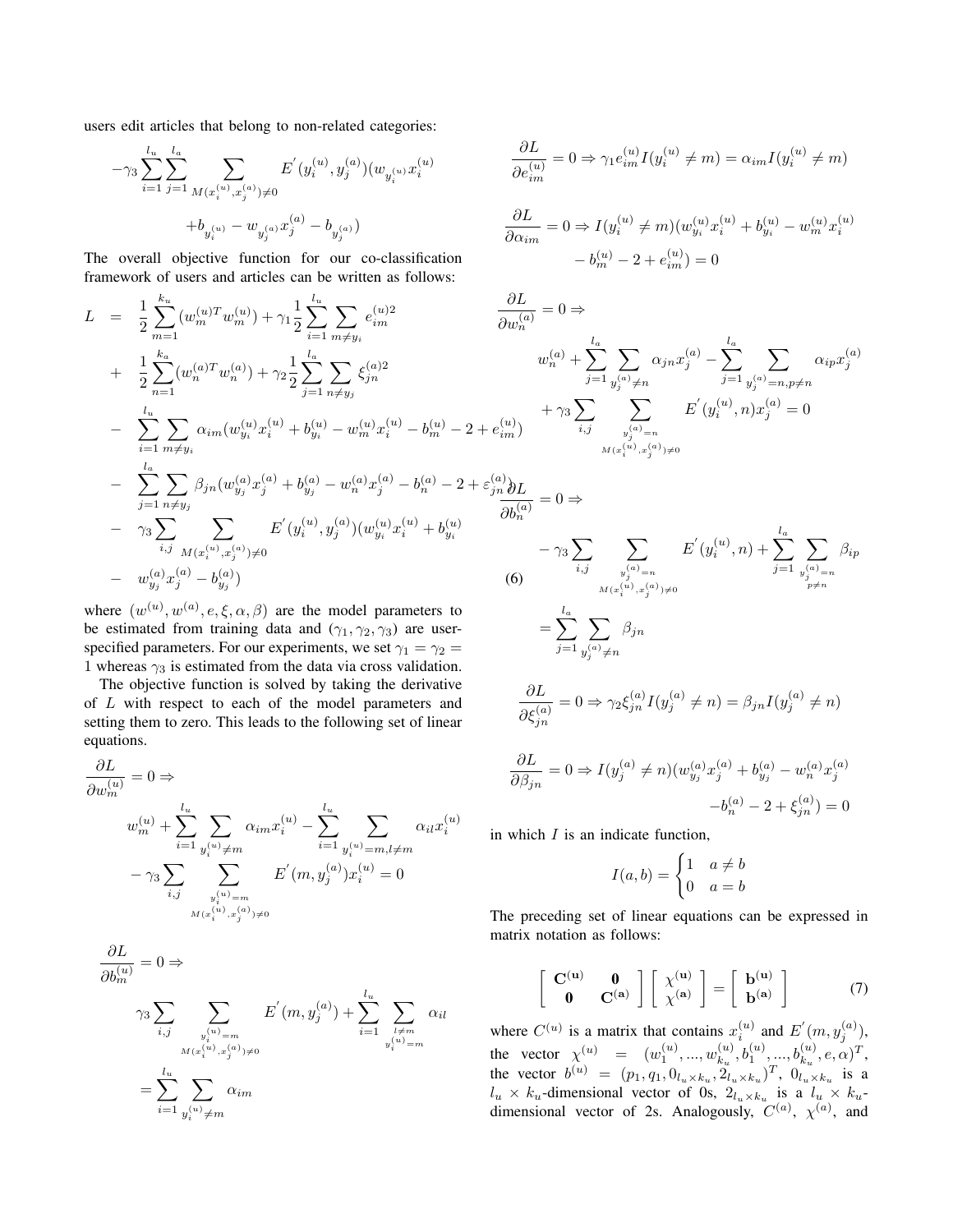users edit articles that belong to non-related categories:

$$
-\gamma_3 \sum_{i=1}^{l_u}\sum_{j=1}^{l_a} \sum_{M(x_i^{(u)},x_j^{(a)})\neq 0} E^{'}(y_i^{(u)}, y_j^{(a)})(w_{y_i^{(u)}} x_i^{(u)} + b_{y_i^{(u)}} - w_{y_j^{(a)}} x_j^{(a)} - b_{y_j^{(a)}})
$$

The overall objective function for our co-classification framework of users and articles can be written as follows:

$$
\begin{aligned}
L &= \frac{1}{2}\sum_{m=1}^{k_u}(w_m^{(u)T}w_m^{(u)}) + \gamma_1 \frac{1}{2}\sum_{i=1}^{l_u}\sum_{m\neq y_i} e_{im}^{(u)2} \\
&+ \frac{1}{2}\sum_{n=1}^{k_a}(w_n^{(a)T}w_n^{(a)}) + \gamma_2 \frac{1}{2}\sum_{j=1}^{l_a}\sum_{n\neq y_j} \xi_{jn}^{(a)2} \\
&- \sum_{i=1}^{l_u}\sum_{m\neq y_i} \alpha_{im}(w_{y_i}^{(u)}x_i^{(u)} + b_{y_i}^{(u)} - w_m^{(u)}x_i^{(u)} - b_m^{(u)} - 2 + e_{im}^{(u)}) \\
&- \sum_{j=1}^{l_a}\sum_{n\neq y_j} \beta_{jn}(w_{y_j}^{(a)}x_j^{(a)} + b_{y_j}^{(a)} - w_n^{(a)}x_j^{(a)} - b_n^{(a)} - 2 + \varepsilon_{jn}^{(a)}) \\
&- \gamma_3 \sum_{i,j} \sum_{M(x_i^{(u)},x_j^{(a)})\neq 0} E^{'}(y_i^{(u)}, y_j^{(a)})(w_{y_i}^{(u)}x_i^{(u)} + b_{y_i}^{(u)} \\
&- w_{y_j}^{(a)}x_j^{(a)} - b_{y_j}^{(a)})
\end{aligned} \tag{6}
$$

where $(w^{(u)}, w^{(a)}, e, \xi, \alpha, \beta)$ are the model parameters to be estimated from training data and $(\gamma_1, \gamma_2, \gamma_3)$ are user-specified parameters. For our experiments, we set $\gamma_1 = \gamma_2 = 1$ whereas $\gamma_3$ is estimated from the data via cross validation.

The objective function is solved by taking the derivative of $L$ with respect to each of the model parameters and setting them to zero. This leads to the following set of linear equations.

$$
\frac{\partial L}{\partial w_m^{(u)}} = 0 \Rightarrow
$$

$$
w_m^{(u)} + \sum_{i=1}^{l_u}\sum_{y_i^{(u)}\neq m} \alpha_{im}x_i^{(u)} - \sum_{i=1}^{l_u}\sum_{y_i^{(u)}=m, l\neq m} \alpha_{il}x_i^{(u)} - \gamma_3 \sum_{i,j} \sum_{\substack{y_i^{(u)}=m \\ M(x_i^{(u)},x_j^{(a)})\neq 0}} E^{'}(m, y_j^{(a)})x_i^{(u)} = 0
$$

$$
\frac{\partial L}{\partial b_m^{(u)}} = 0 \Rightarrow
$$

$$
\gamma_3 \sum_{i,j} \sum_{\substack{y_i^{(u)}=m \\ M(x_i^{(u)},x_j^{(a)})\neq 0}} E^{'}(m, y_j^{(a)}) + \sum_{i=1}^{l_u}\sum_{\substack{l\neq m \\ y_i^{(u)}=m}} \alpha_{il} = \sum_{i=1}^{l_u}\sum_{y_i^{(u)}\neq m} \alpha_{im}
$$

$$
\frac{\partial L}{\partial e_{im}^{(u)}} = 0 \Rightarrow \gamma_1 e_{im}^{(u)} I(y_i^{(u)} \neq m) = \alpha_{im} I(y_i^{(u)} \neq m)
$$

$$
\frac{\partial L}{\partial \alpha_{im}} = 0 \Rightarrow I(y_i^{(u)} \neq m)(w_{y_i}^{(u)}x_i^{(u)} + b_{y_i}^{(u)} - w_m^{(u)}x_i^{(u)} - b_m^{(u)} - 2 + e_{im}^{(u)}) = 0
$$

$$
\frac{\partial L}{\partial w_n^{(a)}} = 0 \Rightarrow
$$

$$
w_n^{(a)} + \sum_{j=1}^{l_a}\sum_{y_j^{(a)}\neq n} \alpha_{jn}x_j^{(a)} - \sum_{j=1}^{l_a}\sum_{y_j^{(a)}=n, p\neq n} \alpha_{ip}x_j^{(a)} + \gamma_3 \sum_{i,j} \sum_{\substack{y_j^{(a)}=n \\ M(x_i^{(u)},x_j^{(a)})\neq 0}} E^{'}(y_i^{(u)}, n)x_j^{(a)} = 0
$$

$$
\frac{\partial L}{\partial b_n^{(a)}} = 0 \Rightarrow
$$

$$
-\gamma_3 \sum_{i,j} \sum_{\substack{y_j^{(a)}=n \\ M(x_i^{(u)},x_j^{(a)})\neq 0}} E^{'}(y_i^{(u)}, n) + \sum_{j=1}^{l_a}\sum_{\substack{y_j^{(a)}=n \\ p\neq n}} \beta_{ip} = \sum_{j=1}^{l_a}\sum_{y_j^{(a)}\neq n} \beta_{jn}
$$

$$
\frac{\partial L}{\partial \xi_{jn}^{(a)}} = 0 \Rightarrow \gamma_2 \xi_{jn}^{(a)} I(y_j^{(a)} \neq n) = \beta_{jn} I(y_j^{(a)} \neq n)
$$

$$
\frac{\partial L}{\partial \beta_{jn}} = 0 \Rightarrow I(y_j^{(a)} \neq n)(w_{y_j}^{(a)}x_j^{(a)} + b_{y_j}^{(a)} - w_n^{(a)}x_j^{(a)} - b_n^{(a)} - 2 + \xi_{jn}^{(a)}) = 0
$$

in which $I$ is an indicate function,

$$
I(a,b) = \begin{cases} 1 & a \neq b \\ 0 & a = b \end{cases}
$$

The preceding set of linear equations can be expressed in matrix notation as follows:

$$
\begin{bmatrix} \mathbf{C^{(u)}} & \mathbf{0} \\ \mathbf{0} & \mathbf{C^{(a)}} \end{bmatrix} \begin{bmatrix} \chi^{(\mathbf{u})} \\ \chi^{(\mathbf{a})} \end{bmatrix} = \begin{bmatrix} \mathbf{b^{(u)}} \\ \mathbf{b^{(a)}} \end{bmatrix} \tag{7}
$$

where $C^{(u)}$ is a matrix that contains $x_i^{(u)}$ and $E^{'}(m, y_j^{(a)})$, the vector $\chi^{(u)} = (w_1^{(u)}, ..., w_{k_u}^{(u)}, b_1^{(u)}, ..., b_{k_u}^{(u)}, e, \alpha)^T$, the vector $b^{(u)} = (p_1, q_1, 0_{l_u \times k_u}, 2_{l_u \times k_u})^T$, $0_{l_u \times k_u}$ is a $l_u \times k_u$-dimensional vector of 0s, $2_{l_u \times k_u}$ is a $l_u \times k_u$-dimensional vector of 2s. Analogously, $C^{(a)}$, $\chi^{(a)}$, and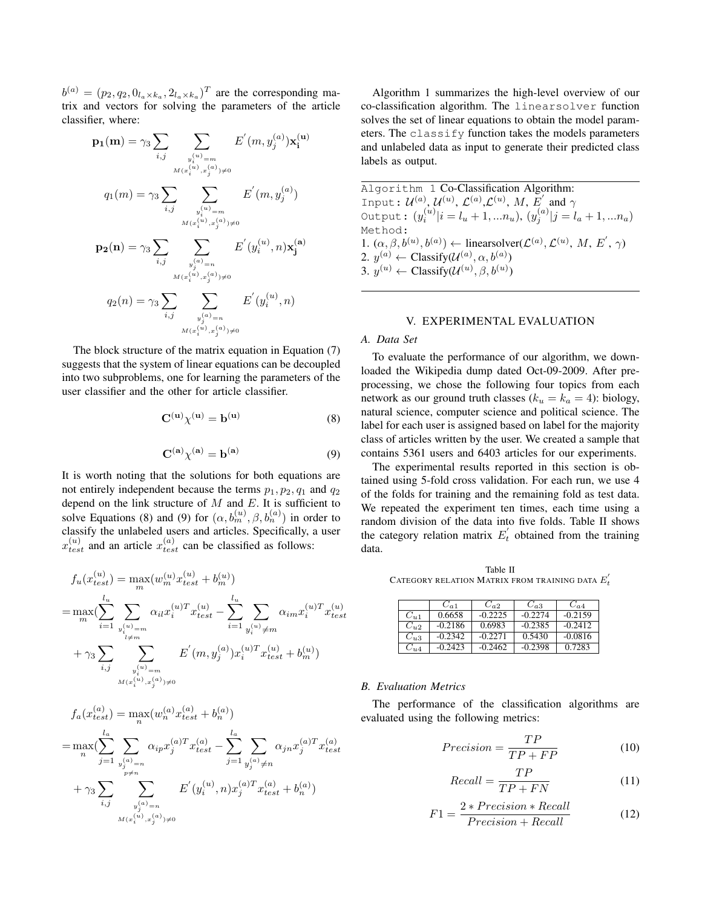$b^{(a)} = (p_2, q_2, 0_{l_a \times k_a}, 2_{l_a \times k_a})^T$ are the corresponding matrix and vectors for solving the parameters of the article classifier, where:

$$\mathbf{p_1(m)} = \gamma_3 \sum_{i,j} \sum_{\substack{y_i^{(u)}=m \\ M(x_i^{(u)}, x_j^{(a)}) \neq 0}} E^{'}(m, y_j^{(a)}) \mathbf{x_i^{(u)}}$$

$$q_1(m) = \gamma_3 \sum_{i,j} \sum_{\substack{y_i^{(u)}=m \\ M(x_i^{(u)}, x_j^{(a)}) \neq 0}} E^{'}(m, y_j^{(a)})$$

$$\mathbf{p_2(n)} = \gamma_3 \sum_{i,j} \sum_{\substack{y_j^{(a)}=n \\ M(x_i^{(u)}, x_j^{(a)}) \neq 0}} E^{'}(y_i^{(u)}, n) \mathbf{x_j^{(a)}}$$

$$q_2(n) = \gamma_3 \sum_{i,j} \sum_{\substack{y_j^{(a)}=n \\ M(x_i^{(u)}, x_j^{(a)}) \neq 0}} E^{'}(y_i^{(u)}, n)$$

The block structure of the matrix equation in Equation (7) suggests that the system of linear equations can be decoupled into two subproblems, one for learning the parameters of the user classifier and the other for article classifier.

$$\mathbf{C^{(u)}} \chi^{\mathbf{(u)}} = \mathbf{b^{(u)}} \tag{8}$$

$$\mathbf{C^{(a)}} \chi^{\mathbf{(a)}} = \mathbf{b^{(a)}} \tag{9}$$

It is worth noting that the solutions for both equations are not entirely independent because the terms $p_1, p_2, q_1$ and $q_2$ depend on the link structure of $M$ and $E$. It is sufficient to solve Equations (8) and (9) for $(\alpha, b_m^{(u)}, \beta, b_n^{(a)})$ in order to classify the unlabeled users and articles. Specifically, a user $x_{test}^{(u)}$ and an article $x_{test}^{(a)}$ can be classified as follows:

$$\begin{aligned} f_u(x_{test}^{(u)}) &= \max_m (w_m^{(u)} x_{test}^{(u)} + b_m^{(u)}) \\ &= \max_m \Big( \sum_{i=1}^{l_u} \sum_{\substack{y_i^{(u)}=m \\ l \neq m}} \alpha_{il} x_i^{(u)T} x_{test}^{(u)} - \sum_{i=1}^{l_u} \sum_{y_i^{(u)} \neq m} \alpha_{im} x_i^{(u)T} x_{test}^{(u)} \\ &\quad + \gamma_3 \sum_{i,j} \sum_{\substack{y_i^{(u)}=m \\ M(x_i^{(u)}, x_j^{(a)}) \neq 0}} E^{'}(m, y_j^{(a)}) x_i^{(u)T} x_{test}^{(u)} + b_m^{(u)} \Big) \end{aligned}$$

$$\begin{aligned} f_a(x_{test}^{(a)}) &= \max_n (w_n^{(a)} x_{test}^{(a)} + b_n^{(a)}) \\ &= \max_n \Big( \sum_{j=1}^{l_a} \sum_{\substack{y_j^{(a)}=n \\ p \neq n}} \alpha_{ip} x_j^{(a)T} x_{test}^{(a)} - \sum_{j=1}^{l_a} \sum_{y_j^{(a)} \neq n} \alpha_{jn} x_j^{(a)T} x_{test}^{(a)} \\ &\quad + \gamma_3 \sum_{i,j} \sum_{\substack{y_j^{(a)}=n \\ M(x_i^{(u)}, x_j^{(a)}) \neq 0}} E^{'}(y_i^{(u)}, n) x_j^{(a)T} x_{test}^{(a)} + b_n^{(a)} \Big) \end{aligned}$$

Algorithm 1 summarizes the high-level overview of our co-classification algorithm. The `linearsolver` function solves the set of linear equations to obtain the model parameters. The `classify` function takes the models parameters and unlabeled data as input to generate their predicted class labels as output.

---

`Algorithm 1` Co-Classification Algorithm:
`Input:` $\mathcal{U}^{(a)}, \mathcal{U}^{(u)}, \mathcal{L}^{(a)}, \mathcal{L}^{(u)}, M, E^{'}$ and $\gamma$
`Output:` $(y_i^{(u)} | i = l_u + 1, ... n_u)$, $(y_j^{(a)} | j = l_a + 1, ... n_a)$
`Method:`
1. $(\alpha, \beta, b^{(u)}, b^{(a)}) \leftarrow$ linearsolver$(\mathcal{L}^{(a)}, \mathcal{L}^{(u)}, M, E^{'}, \gamma)$
2. $y^{(a)} \leftarrow$ Classify$(\mathcal{U}^{(a)}, \alpha, b^{(a)})$
3. $y^{(u)} \leftarrow$ Classify$(\mathcal{U}^{(u)}, \beta, b^{(u)})$

---

## V. Experimental Evaluation

### A. Data Set

To evaluate the performance of our algorithm, we downloaded the Wikipedia dump dated Oct-09-2009. After preprocessing, we chose the following four topics from each network as our ground truth classes ($k_u = k_a = 4$): biology, natural science, computer science and political science. The label for each user is assigned based on label for the majority class of articles written by the user. We created a sample that contains 5361 users and 6403 articles for our experiments.

The experimental results reported in this section is obtained using 5-fold cross validation. For each run, we use 4 of the folds for training and the remaining fold as test data. We repeated the experiment ten times, each time using a random division of the data into five folds. Table II shows the category relation matrix $E_t^{'}$ obtained from the training data.

Table II
Category relation Matrix from training data $E_t^{'}$

| | $C_{a1}$ | $C_{a2}$ | $C_{a3}$ | $C_{a4}$ |
|---|---|---|---|---|
| $C_{u1}$ | 0.6658 | -0.2225 | -0.2274 | -0.2159 |
| $C_{u2}$ | -0.2186 | 0.6983 | -0.2385 | -0.2412 |
| $C_{u3}$ | -0.2342 | -0.2271 | 0.5430 | -0.0816 |
| $C_{u4}$ | -0.2423 | -0.2462 | -0.2398 | 0.7283 |

### B. Evaluation Metrics

The performance of the classification algorithms are evaluated using the following metrics:

$$Precision = \frac{TP}{TP + FP} \tag{10}$$

$$Recall = \frac{TP}{TP + FN} \tag{11}$$

$$F1 = \frac{2 * Precision * Recall}{Precision + Recall} \tag{12}$$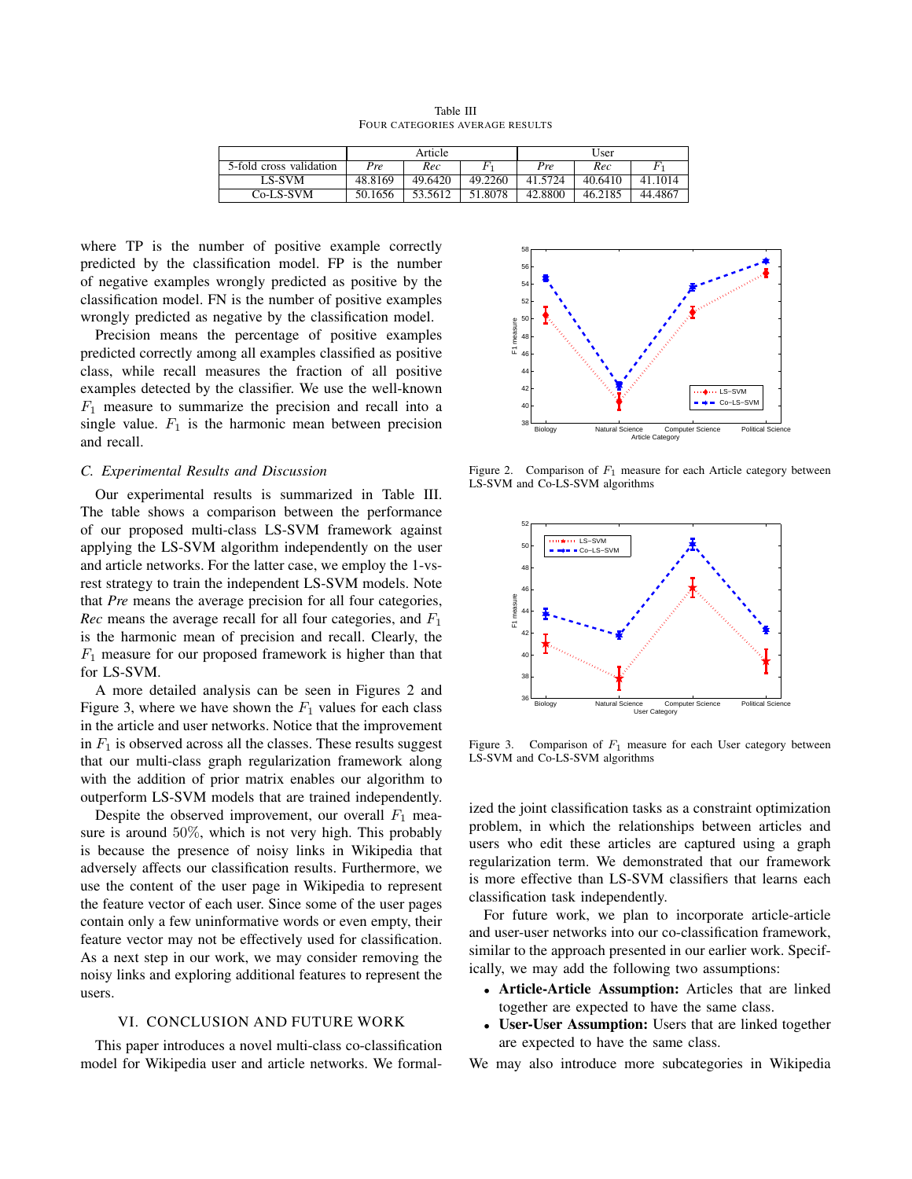Table III
FOUR CATEGORIES AVERAGE RESULTS

| | Article | | | User | | |
|---|---|---|---|---|---|---|
| 5-fold cross validation | *Pre* | *Rec* | $F_1$ | *Pre* | *Rec* | $F_1$ |
| LS-SVM | 48.8169 | 49.6420 | 49.2260 | 41.5724 | 40.6410 | 41.1014 |
| Co-LS-SVM | 50.1656 | 53.5612 | 51.8078 | 42.8800 | 46.2185 | 44.4867 |

where TP is the number of positive example correctly predicted by the classification model. FP is the number of negative examples wrongly predicted as positive by the classification model. FN is the number of positive examples wrongly predicted as negative by the classification model.

Precision means the percentage of positive examples predicted correctly among all examples classified as positive class, while recall measures the fraction of all positive examples detected by the classifier. We use the well-known $F_1$ measure to summarize the precision and recall into a single value. $F_1$ is the harmonic mean between precision and recall.

### C. Experimental Results and Discussion

Our experimental results is summarized in Table III. The table shows a comparison between the performance of our proposed multi-class LS-SVM framework against applying the LS-SVM algorithm independently on the user and article networks. For the latter case, we employ the 1-vs-rest strategy to train the independent LS-SVM models. Note that *Pre* means the average precision for all four categories, *Rec* means the average recall for all four categories, and $F_1$ is the harmonic mean of precision and recall. Clearly, the $F_1$ measure for our proposed framework is higher than that for LS-SVM.

A more detailed analysis can be seen in Figures 2 and Figure 3, where we have shown the $F_1$ values for each class in the article and user networks. Notice that the improvement in $F_1$ is observed across all the classes. These results suggest that our multi-class graph regularization framework along with the addition of prior matrix enables our algorithm to outperform LS-SVM models that are trained independently.

Despite the observed improvement, our overall $F_1$ measure is around $50\%$, which is not very high. This probably is because the presence of noisy links in Wikipedia that adversely affects our classification results. Furthermore, we use the content of the user page in Wikipedia to represent the feature vector of each user. Since some of the user pages contain only a few uninformative words or even empty, their feature vector may not be effectively used for classification. As a next step in our work, we may consider removing the noisy links and exploring additional features to represent the users.

Figure 2. Comparison of $F_1$ measure for each Article category between LS-SVM and Co-LS-SVM algorithms

Figure 3. Comparison of $F_1$ measure for each User category between LS-SVM and Co-LS-SVM algorithms

## VI. CONCLUSION AND FUTURE WORK

This paper introduces a novel multi-class co-classification model for Wikipedia user and article networks. We formalized the joint classification tasks as a constraint optimization problem, in which the relationships between articles and users who edit these articles are captured using a graph regularization term. We demonstrated that our framework is more effective than LS-SVM classifiers that learns each classification task independently.

For future work, we plan to incorporate article-article and user-user networks into our co-classification framework, similar to the approach presented in our earlier work. Specifically, we may add the following two assumptions:

- **Article-Article Assumption:** Articles that are linked together are expected to have the same class.
- **User-User Assumption:** Users that are linked together are expected to have the same class.

We may also introduce more subcategories in Wikipedia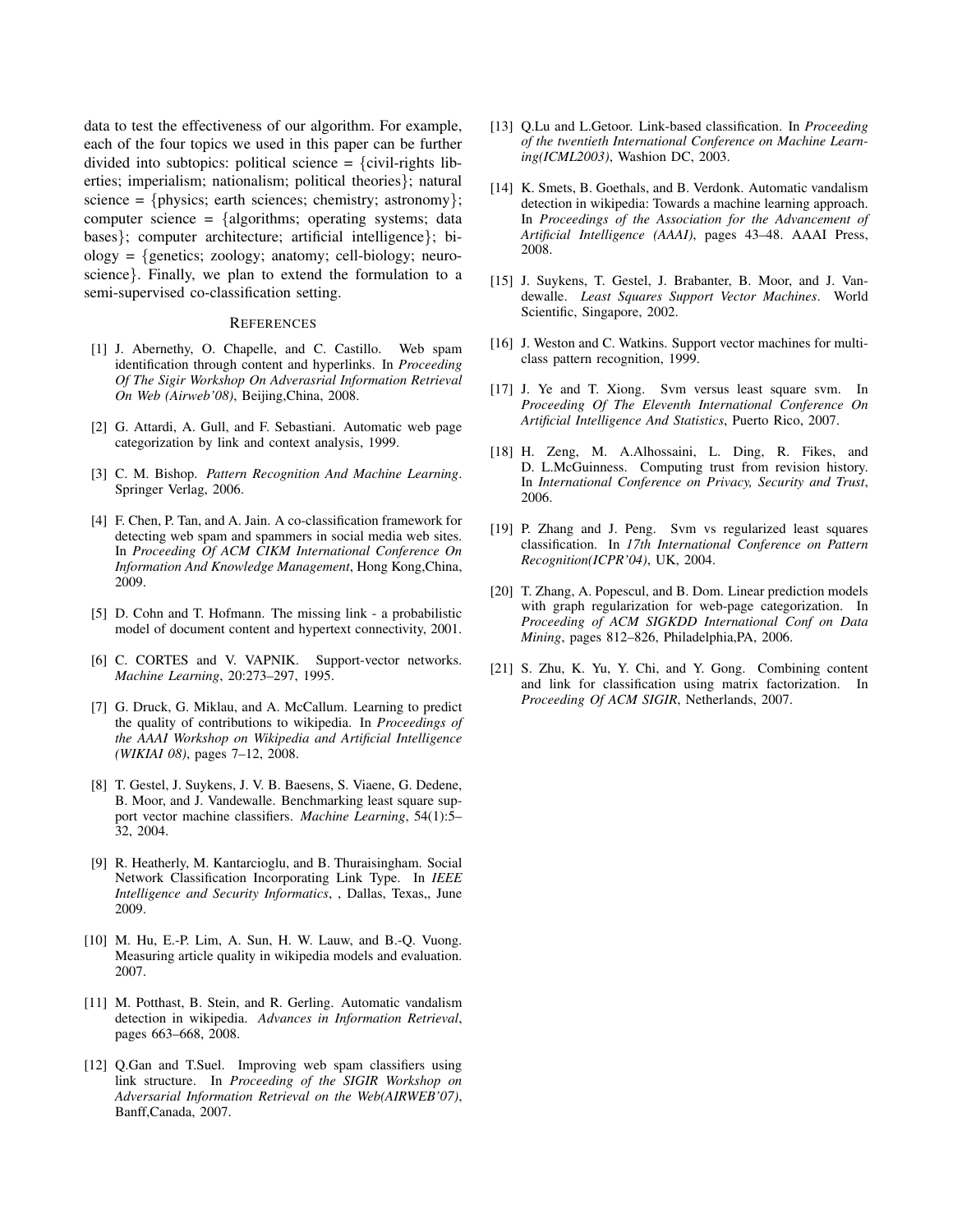data to test the effectiveness of our algorithm. For example, each of the four topics we used in this paper can be further divided into subtopics: political science = {civil-rights liberties; imperialism; nationalism; political theories}; natural science = {physics; earth sciences; chemistry; astronomy}; computer science = {algorithms; operating systems; data bases}; computer architecture; artificial intelligence}; biology = {genetics; zoology; anatomy; cell-biology; neuroscience}. Finally, we plan to extend the formulation to a semi-supervised co-classification setting.

## REFERENCES

[1] J. Abernethy, O. Chapelle, and C. Castillo. Web spam identification through content and hyperlinks. In *Proceeding Of The Sigir Workshop On Adverasrial Information Retrieval On Web (Airweb'08)*, Beijing,China, 2008.

[2] G. Attardi, A. Gull, and F. Sebastiani. Automatic web page categorization by link and context analysis, 1999.

[3] C. M. Bishop. *Pattern Recognition And Machine Learning*. Springer Verlag, 2006.

[4] F. Chen, P. Tan, and A. Jain. A co-classification framework for detecting web spam and spammers in social media web sites. In *Proceeding Of ACM CIKM International Conference On Information And Knowledge Management*, Hong Kong,China, 2009.

[5] D. Cohn and T. Hofmann. The missing link - a probabilistic model of document content and hypertext connectivity, 2001.

[6] C. CORTES and V. VAPNIK. Support-vector networks. *Machine Learning*, 20:273–297, 1995.

[7] G. Druck, G. Miklau, and A. McCallum. Learning to predict the quality of contributions to wikipedia. In *Proceedings of the AAAI Workshop on Wikipedia and Artificial Intelligence (WIKIAI 08)*, pages 7–12, 2008.

[8] T. Gestel, J. Suykens, J. V. B. Baesens, S. Viaene, G. Dedene, B. Moor, and J. Vandewalle. Benchmarking least square support vector machine classifiers. *Machine Learning*, 54(1):5–32, 2004.

[9] R. Heatherly, M. Kantarcioglu, and B. Thuraisingham. Social Network Classification Incorporating Link Type. In *IEEE Intelligence and Security Informatics*, , Dallas, Texas,, June 2009.

[10] M. Hu, E.-P. Lim, A. Sun, H. W. Lauw, and B.-Q. Vuong. Measuring article quality in wikipedia models and evaluation. 2007.

[11] M. Potthast, B. Stein, and R. Gerling. Automatic vandalism detection in wikipedia. *Advances in Information Retrieval*, pages 663–668, 2008.

[12] Q.Gan and T.Suel. Improving web spam classifiers using link structure. In *Proceeding of the SIGIR Workshop on Adversarial Information Retrieval on the Web(AIRWEB'07)*, Banff,Canada, 2007.

[13] Q.Lu and L.Getoor. Link-based classification. In *Proceeding of the twentieth International Conference on Machine Learning(ICML2003)*, Washion DC, 2003.

[14] K. Smets, B. Goethals, and B. Verdonk. Automatic vandalism detection in wikipedia: Towards a machine learning approach. In *Proceedings of the Association for the Advancement of Artificial Intelligence (AAAI)*, pages 43–48. AAAI Press, 2008.

[15] J. Suykens, T. Gestel, J. Brabanter, B. Moor, and J. Vandewalle. *Least Squares Support Vector Machines*. World Scientific, Singapore, 2002.

[16] J. Weston and C. Watkins. Support vector machines for multi-class pattern recognition, 1999.

[17] J. Ye and T. Xiong. Svm versus least square svm. In *Proceeding Of The Eleventh International Conference On Artificial Intelligence And Statistics*, Puerto Rico, 2007.

[18] H. Zeng, M. A.Alhossaini, L. Ding, R. Fikes, and D. L.McGuinness. Computing trust from revision history. In *International Conference on Privacy, Security and Trust*, 2006.

[19] P. Zhang and J. Peng. Svm vs regularized least squares classification. In *17th International Conference on Pattern Recognition(ICPR'04)*, UK, 2004.

[20] T. Zhang, A. Popescul, and B. Dom. Linear prediction models with graph regularization for web-page categorization. In *Proceeding of ACM SIGKDD International Conf on Data Mining*, pages 812–826, Philadelphia,PA, 2006.

[21] S. Zhu, K. Yu, Y. Chi, and Y. Gong. Combining content and link for classification using matrix factorization. In *Proceeding Of ACM SIGIR*, Netherlands, 2007.